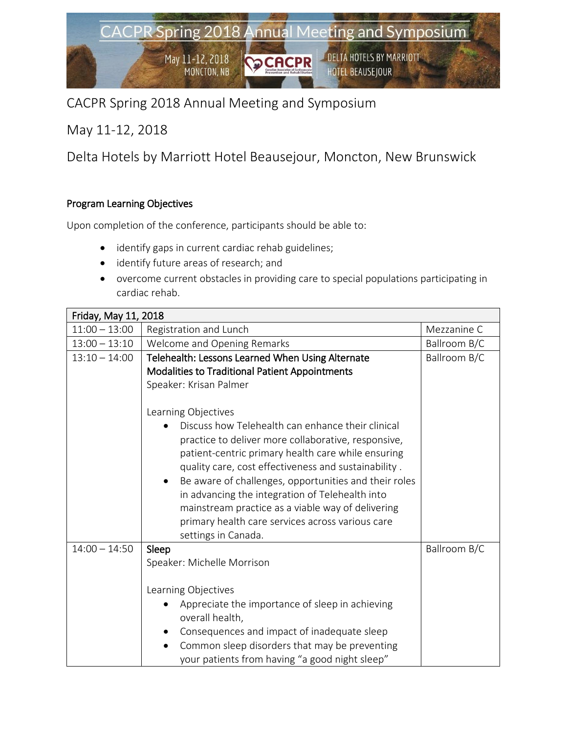# CACPR Spring 2018 Annual Meeting and Symposium

May 11-12, 2018

Delta Hotels by Marriott Hotel Beausejour, Moncton, New Brunswick

## Program Learning Objectives

Upon completion of the conference, participants should be able to:

- identify gaps in current cardiac rehab guidelines;
- identify future areas of research; and
- overcome current obstacles in providing care to special populations participating in cardiac rehab.

| Friday, May 11, 2018 | | |
| --- | --- | --- |
| 11:00 – 13:00 | Registration and Lunch | Mezzanine C |
| 13:00 – 13:10 | Welcome and Opening Remarks | Ballroom B/C |
| 13:10 – 14:00 | **Telehealth: Lessons Learned When Using Alternate Modalities to Traditional Patient Appointments**<br>Speaker: Krisan Palmer<br><br>Learning Objectives<br>• Discuss how Telehealth can enhance their clinical practice to deliver more collaborative, responsive, patient-centric primary health care while ensuring quality care, cost effectiveness and sustainability .<br>• Be aware of challenges, opportunities and their roles in advancing the integration of Telehealth into mainstream practice as a viable way of delivering primary health care services across various care settings in Canada. | Ballroom B/C |
| 14:00 – 14:50 | **Sleep**<br>Speaker: Michelle Morrison<br><br>Learning Objectives<br>• Appreciate the importance of sleep in achieving overall health,<br>• Consequences and impact of inadequate sleep<br>• Common sleep disorders that may be preventing your patients from having "a good night sleep" | Ballroom B/C |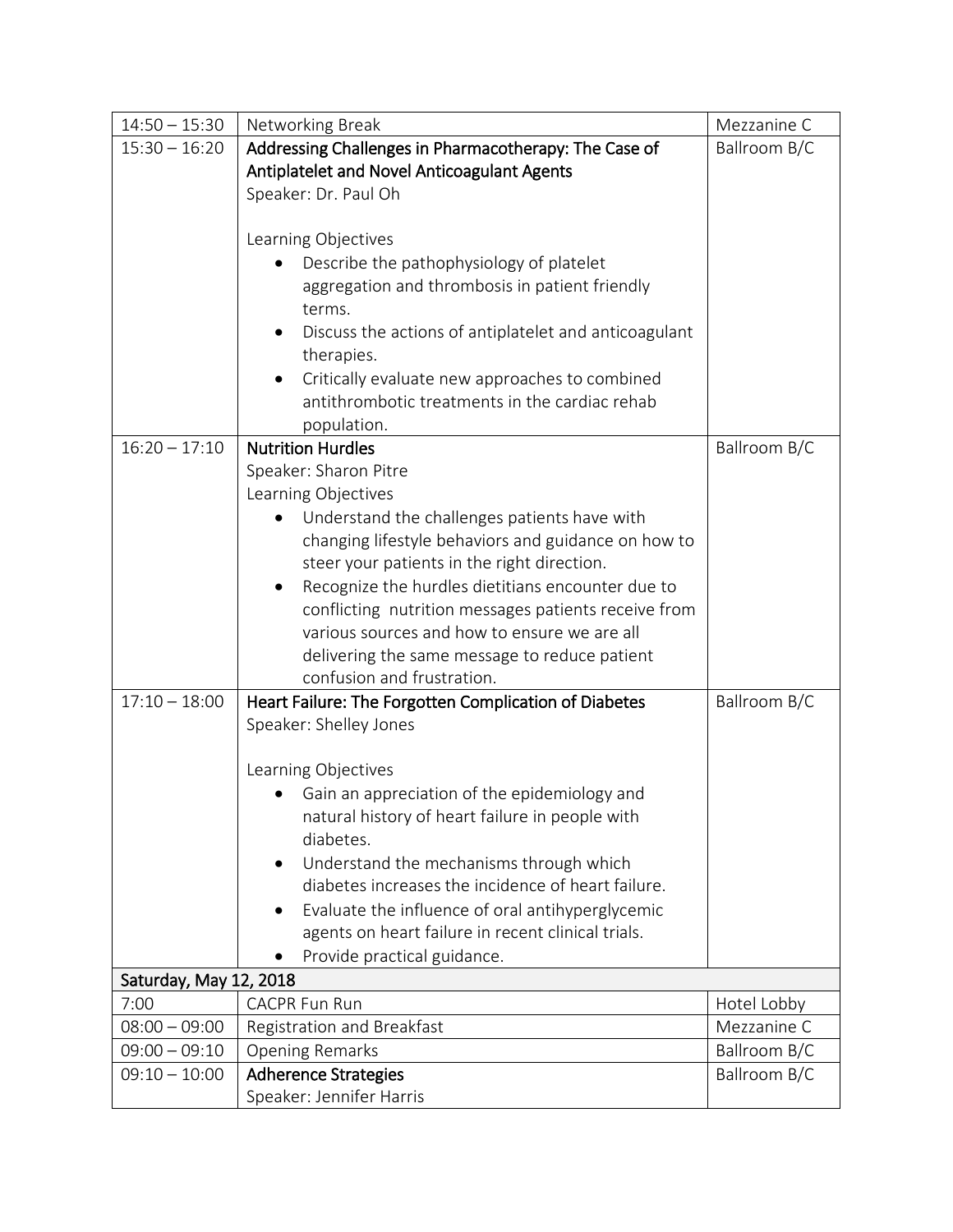| | | |
|---|---|---|
| 14:50 – 15:30 | Networking Break | Mezzanine C |
| 15:30 – 16:20 | **Addressing Challenges in Pharmacotherapy: The Case of Antiplatelet and Novel Anticoagulant Agents**<br>Speaker: Dr. Paul Oh<br><br>Learning Objectives<br>• Describe the pathophysiology of platelet aggregation and thrombosis in patient friendly terms.<br>• Discuss the actions of antiplatelet and anticoagulant therapies.<br>• Critically evaluate new approaches to combined antithrombotic treatments in the cardiac rehab population. | Ballroom B/C |
| 16:20 – 17:10 | **Nutrition Hurdles**<br>Speaker: Sharon Pitre<br>Learning Objectives<br>• Understand the challenges patients have with changing lifestyle behaviors and guidance on how to steer your patients in the right direction.<br>• Recognize the hurdles dietitians encounter due to conflicting nutrition messages patients receive from various sources and how to ensure we are all delivering the same message to reduce patient confusion and frustration. | Ballroom B/C |
| 17:10 – 18:00 | **Heart Failure: The Forgotten Complication of Diabetes**<br>Speaker: Shelley Jones<br><br>Learning Objectives<br>• Gain an appreciation of the epidemiology and natural history of heart failure in people with diabetes.<br>• Understand the mechanisms through which diabetes increases the incidence of heart failure.<br>• Evaluate the influence of oral antihyperglycemic agents on heart failure in recent clinical trials.<br>• Provide practical guidance. | Ballroom B/C |
| **Saturday, May 12, 2018** | | |
| 7:00 | CACPR Fun Run | Hotel Lobby |
| 08:00 – 09:00 | Registration and Breakfast | Mezzanine C |
| 09:00 – 09:10 | Opening Remarks | Ballroom B/C |
| 09:10 – 10:00 | **Adherence Strategies**<br>Speaker: Jennifer Harris | Ballroom B/C |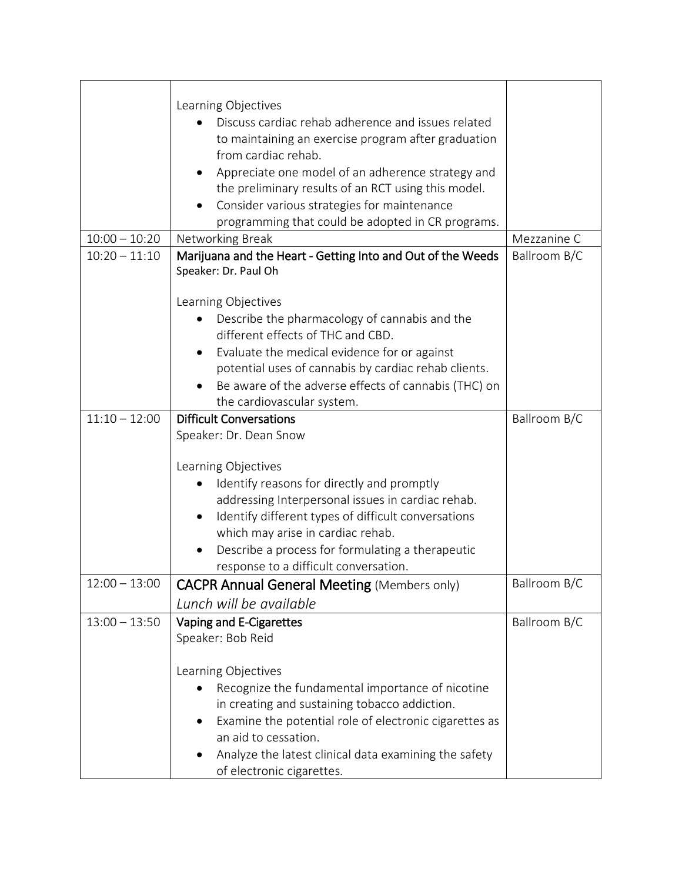| | | |
|---|---|---|
| | Learning Objectives<br>• Discuss cardiac rehab adherence and issues related to maintaining an exercise program after graduation from cardiac rehab.<br>• Appreciate one model of an adherence strategy and the preliminary results of an RCT using this model.<br>• Consider various strategies for maintenance programming that could be adopted in CR programs. | |
| 10:00 – 10:20 | Networking Break | Mezzanine C |
| 10:20 – 11:10 | **Marijuana and the Heart - Getting Into and Out of the Weeds**<br>Speaker: Dr. Paul Oh<br><br>Learning Objectives<br>• Describe the pharmacology of cannabis and the different effects of THC and CBD.<br>• Evaluate the medical evidence for or against potential uses of cannabis by cardiac rehab clients.<br>• Be aware of the adverse effects of cannabis (THC) on the cardiovascular system. | Ballroom B/C |
| 11:10 – 12:00 | **Difficult Conversations**<br>Speaker: Dr. Dean Snow<br><br>Learning Objectives<br>• Identify reasons for directly and promptly addressing Interpersonal issues in cardiac rehab.<br>• Identify different types of difficult conversations which may arise in cardiac rehab.<br>• Describe a process for formulating a therapeutic response to a difficult conversation. | Ballroom B/C |
| 12:00 – 13:00 | **CACPR Annual General Meeting** (Members only)<br>*Lunch will be available* | Ballroom B/C |
| 13:00 – 13:50 | **Vaping and E-Cigarettes**<br>Speaker: Bob Reid<br><br>Learning Objectives<br>• Recognize the fundamental importance of nicotine in creating and sustaining tobacco addiction.<br>• Examine the potential role of electronic cigarettes as an aid to cessation.<br>• Analyze the latest clinical data examining the safety of electronic cigarettes. | Ballroom B/C |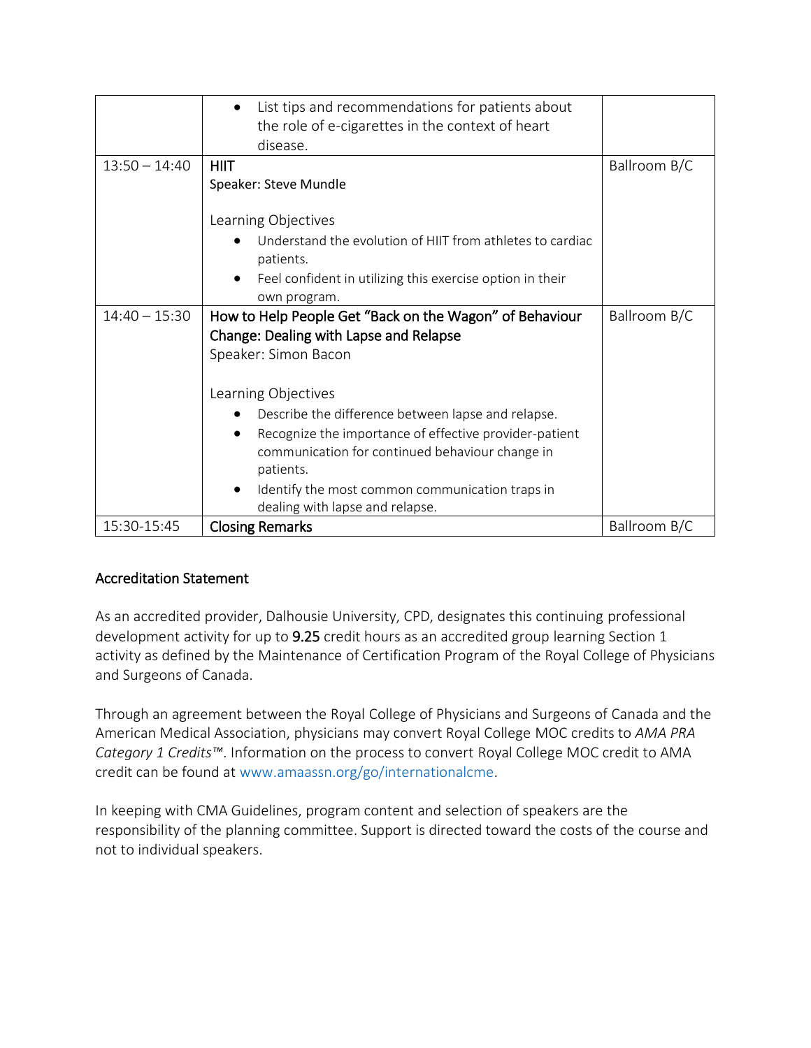| | | |
|---|---|---|
| | • List tips and recommendations for patients about the role of e-cigarettes in the context of heart disease. | |
| 13:50 – 14:40 | **HIIT**<br>Speaker: Steve Mundle<br><br>Learning Objectives<br>• Understand the evolution of HIIT from athletes to cardiac patients.<br>• Feel confident in utilizing this exercise option in their own program. | Ballroom B/C |
| 14:40 – 15:30 | How to Help People Get "Back on the Wagon" of Behaviour Change: Dealing with Lapse and Relapse<br>Speaker: Simon Bacon<br><br>Learning Objectives<br>• Describe the difference between lapse and relapse.<br>• Recognize the importance of effective provider-patient communication for continued behaviour change in patients.<br>• Identify the most common communication traps in dealing with lapse and relapse. | Ballroom B/C |
| 15:30-15:45 | Closing Remarks | Ballroom B/C |

## Accreditation Statement

As an accredited provider, Dalhousie University, CPD, designates this continuing professional development activity for up to 9.25 credit hours as an accredited group learning Section 1 activity as defined by the Maintenance of Certification Program of the Royal College of Physicians and Surgeons of Canada.

Through an agreement between the Royal College of Physicians and Surgeons of Canada and the American Medical Association, physicians may convert Royal College MOC credits to *AMA PRA Category 1 Credits™*. Information on the process to convert Royal College MOC credit to AMA credit can be found at www.amaassn.org/go/internationalcme.

In keeping with CMA Guidelines, program content and selection of speakers are the responsibility of the planning committee. Support is directed toward the costs of the course and not to individual speakers.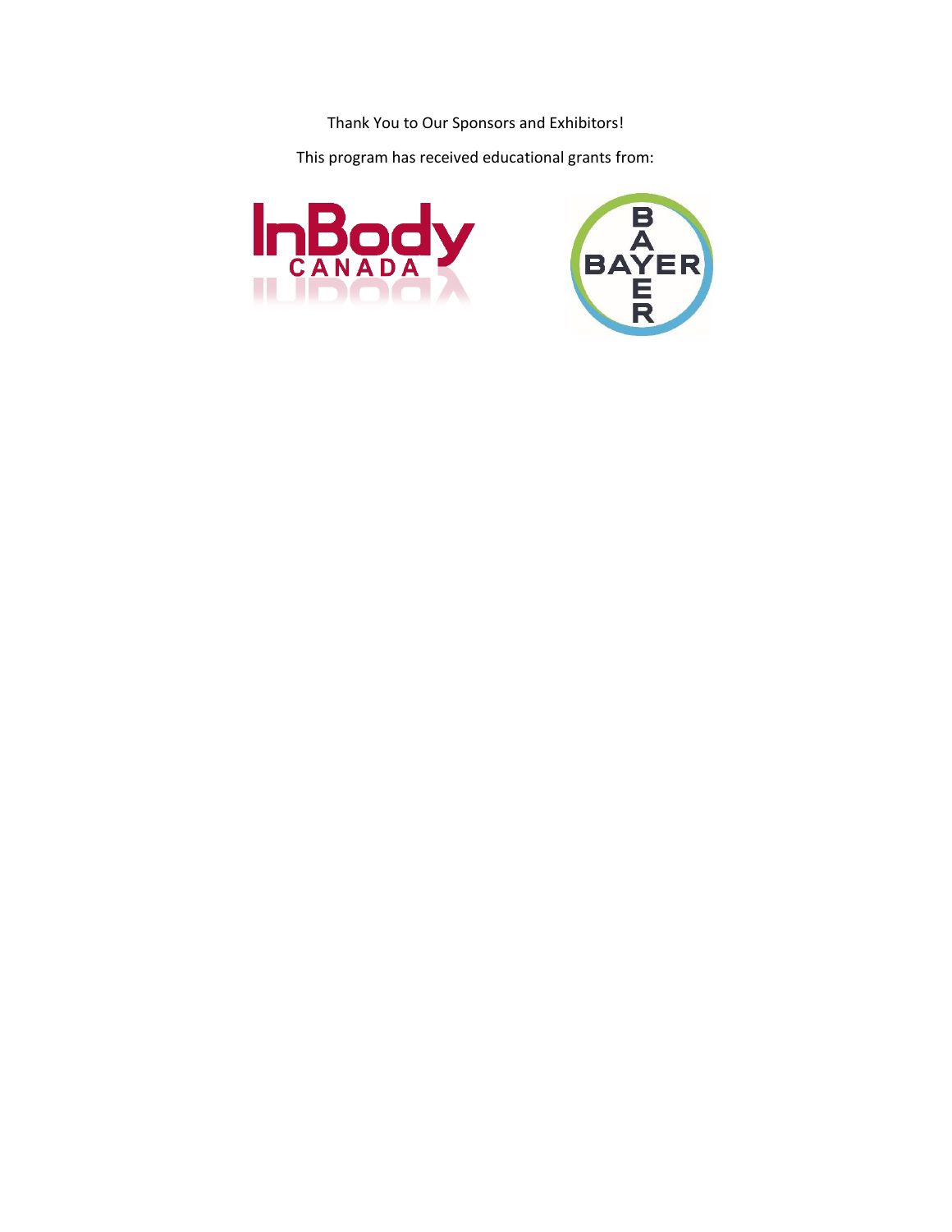Thank You to Our Sponsors and Exhibitors!

This program has received educational grants from: